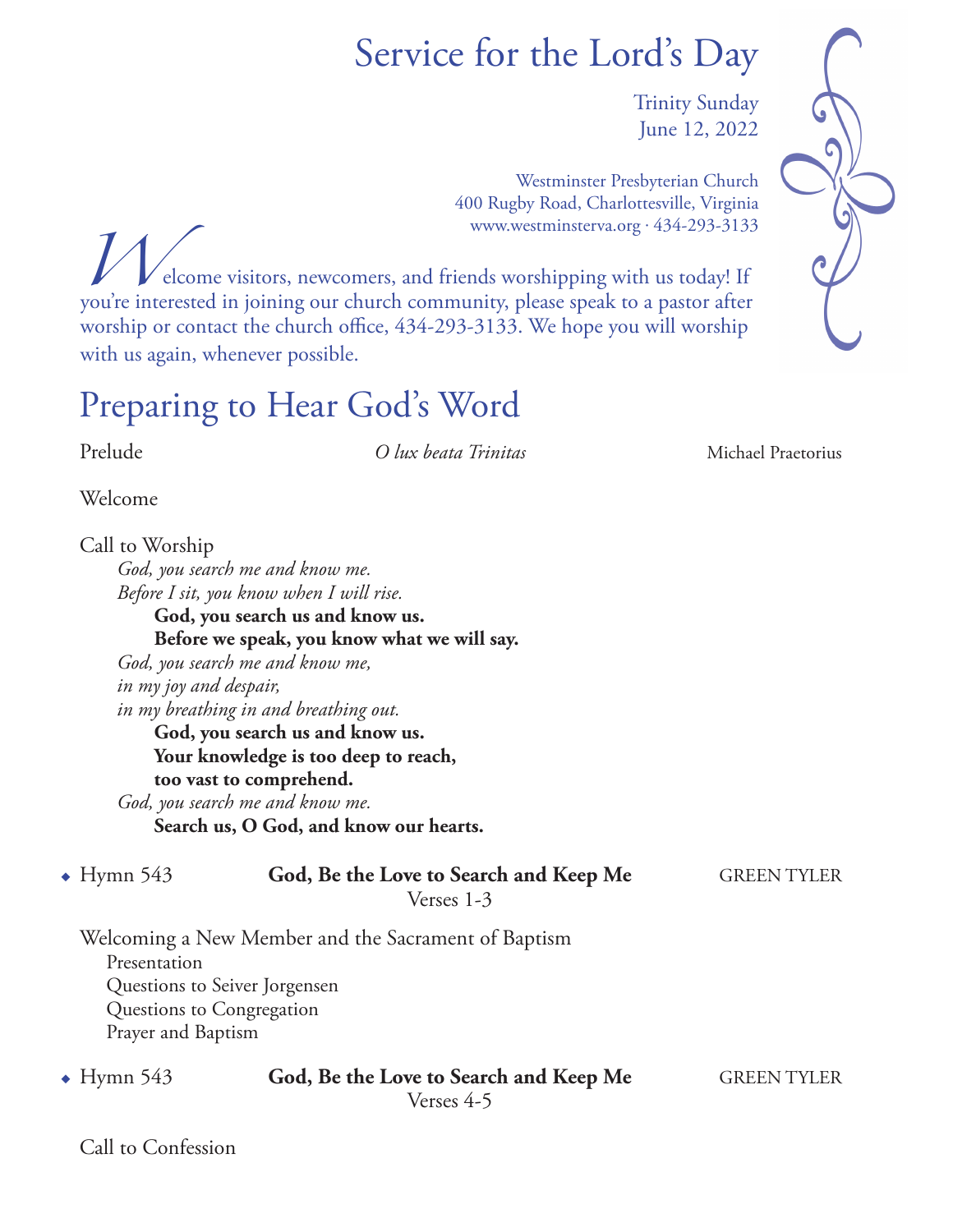# Service for the Lord's Day

Trinity Sunday
June 12, 2022

Westminster Presbyterian Church
400 Rugby Road, Charlottesville, Virginia
www.westminsterva.org · 434-293-3133

Welcome visitors, newcomers, and friends worshipping with us today! If you're interested in joining our church community, please speak to a pastor after worship or contact the church office, 434-293-3133. We hope you will worship with us again, whenever possible.

## Preparing to Hear God's Word

Prelude — *O lux beata Trinitas* — Michael Praetorius

Welcome

Call to Worship

*God, you search me and know me.*
*Before I sit, you know when I will rise.*

**God, you search us and know us.**
**Before we speak, you know what we will say.**

*God, you search me and know me,*
*in my joy and despair,*
*in my breathing in and breathing out.*

**God, you search us and know us.**
**Your knowledge is too deep to reach,**
**too vast to comprehend.**

*God, you search me and know me.*

**Search us, O God, and know our hearts.**

◆ Hymn 543 — **God, Be the Love to Search and Keep Me** — GREEN TYLER
Verses 1-3

Welcoming a New Member and the Sacrament of Baptism
- Presentation
- Questions to Seiver Jorgensen
- Questions to Congregation
- Prayer and Baptism

◆ Hymn 543 — **God, Be the Love to Search and Keep Me** — GREEN TYLER
Verses 4-5

Call to Confession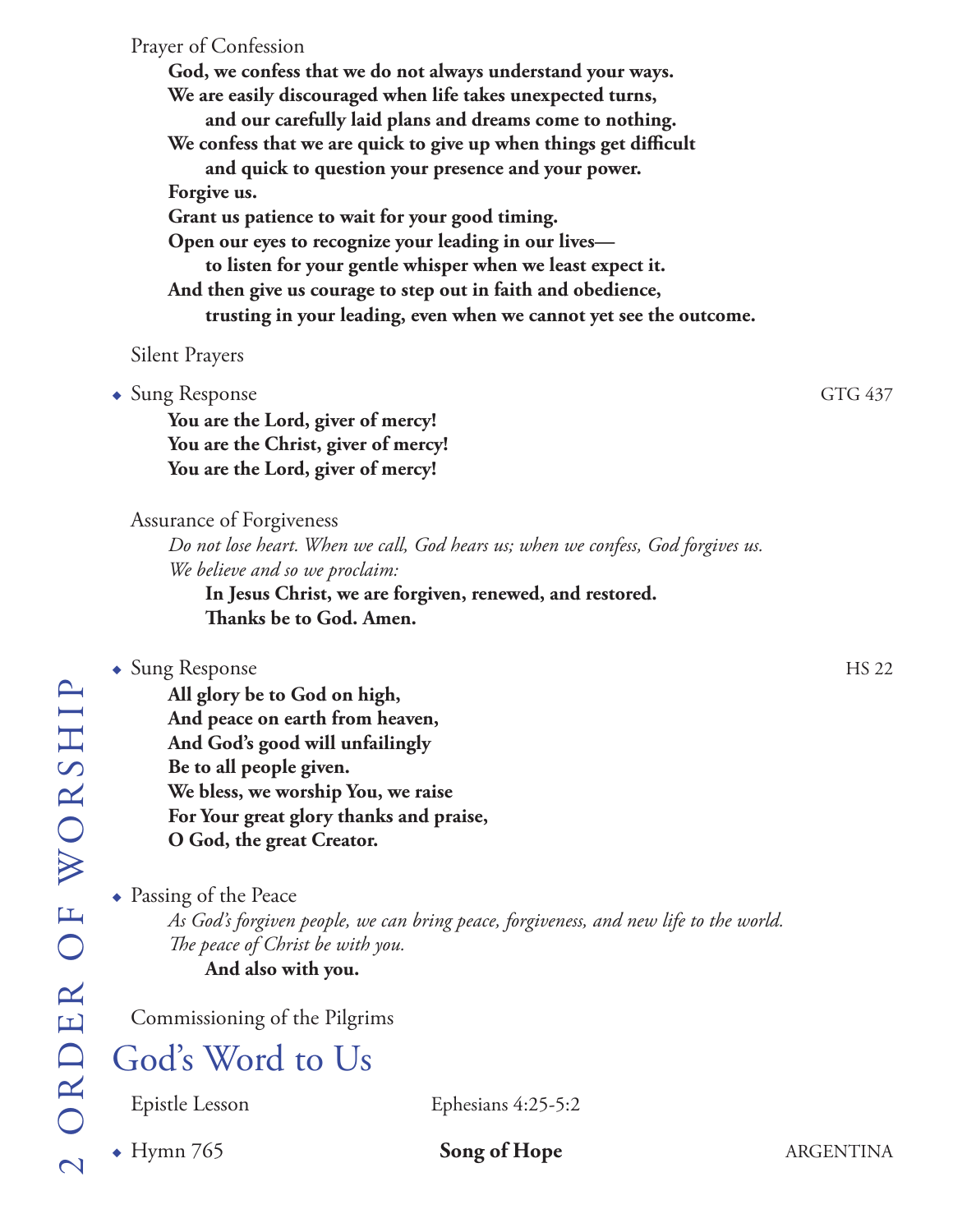Prayer of Confession

**God, we confess that we do not always understand your ways.**
**We are easily discouraged when life takes unexpected turns,**
**and our carefully laid plans and dreams come to nothing.**
**We confess that we are quick to give up when things get difficult**
**and quick to question your presence and your power.**
**Forgive us.**
**Grant us patience to wait for your good timing.**
**Open our eyes to recognize your leading in our lives—**
**to listen for your gentle whisper when we least expect it.**
**And then give us courage to step out in faith and obedience,**
**trusting in your leading, even when we cannot yet see the outcome.**

Silent Prayers

◆ Sung Response GTG 437

**You are the Lord, giver of mercy!**
**You are the Christ, giver of mercy!**
**You are the Lord, giver of mercy!**

Assurance of Forgiveness

*Do not lose heart. When we call, God hears us; when we confess, God forgives us.*
*We believe and so we proclaim:*

**In Jesus Christ, we are forgiven, renewed, and restored.**
**Thanks be to God. Amen.**

◆ Sung Response HS 22

**All glory be to God on high,**
**And peace on earth from heaven,**
**And God's good will unfailingly**
**Be to all people given.**
**We bless, we worship You, we raise**
**For Your great glory thanks and praise,**
**O God, the great Creator.**

◆ Passing of the Peace

*As God's forgiven people, we can bring peace, forgiveness, and new life to the world.*
*The peace of Christ be with you.*

**And also with you.**

Commissioning of the Pilgrims

# God's Word to Us

Epistle Lesson Ephesians 4:25-5:2

◆ Hymn 765 **Song of Hope** ARGENTINA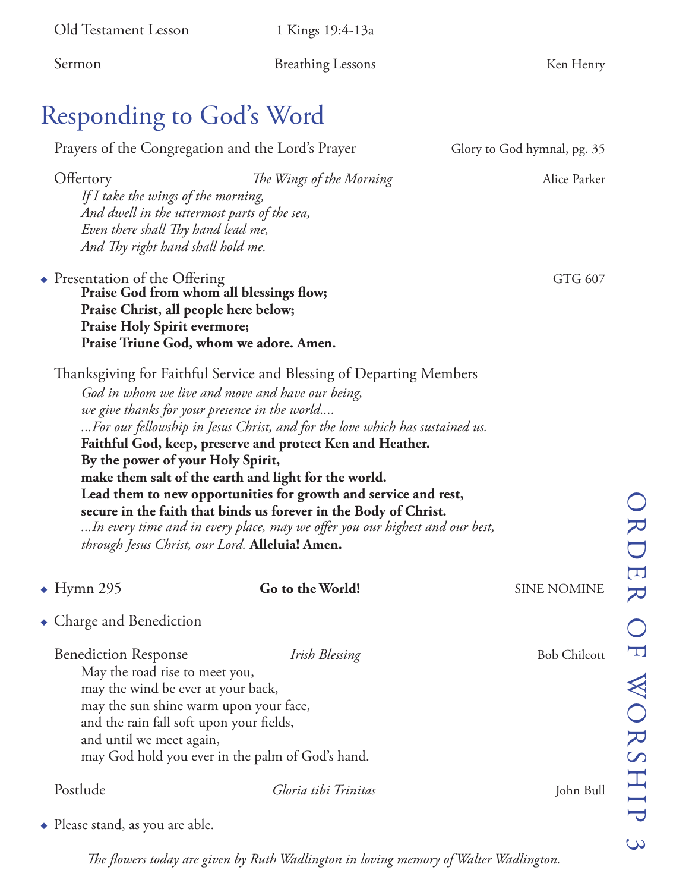Old Testament Lesson 1 Kings 19:4-13a

Sermon Breathing Lessons Ken Henry

## Responding to God's Word

Prayers of the Congregation and the Lord's Prayer Glory to God hymnal, pg. 35

Offertory *The Wings of the Morning* Alice Parker

*If I take the wings of the morning,*
*And dwell in the uttermost parts of the sea,*
*Even there shall Thy hand lead me,*
*And Thy right hand shall hold me.*

◆ Presentation of the Offering GTG 607

**Praise God from whom all blessings flow;**
**Praise Christ, all people here below;**
**Praise Holy Spirit evermore;**
**Praise Triune God, whom we adore. Amen.**

Thanksgiving for Faithful Service and Blessing of Departing Members

*God in whom we live and move and have our being,*
*we give thanks for your presence in the world....*
*...For our fellowship in Jesus Christ, and for the love which has sustained us.*
**Faithful God, keep, preserve and protect Ken and Heather.**
**By the power of your Holy Spirit,**
**make them salt of the earth and light for the world.**
**Lead them to new opportunities for growth and service and rest,**
**secure in the faith that binds us forever in the Body of Christ.**
*...In every time and in every place, may we offer you our highest and our best,*
*through Jesus Christ, our Lord.* **Alleluia! Amen.**

◆ Hymn 295 **Go to the World!** SINE NOMINE

◆ Charge and Benediction

Benediction Response *Irish Blessing* Bob Chilcott

May the road rise to meet you,
may the wind be ever at your back,
may the sun shine warm upon your face,
and the rain fall soft upon your fields,
and until we meet again,
may God hold you ever in the palm of God's hand.

Postlude *Gloria tibi Trinitas* John Bull

◆ Please stand, as you are able.

*The flowers today are given by Ruth Wadlington in loving memory of Walter Wadlington.*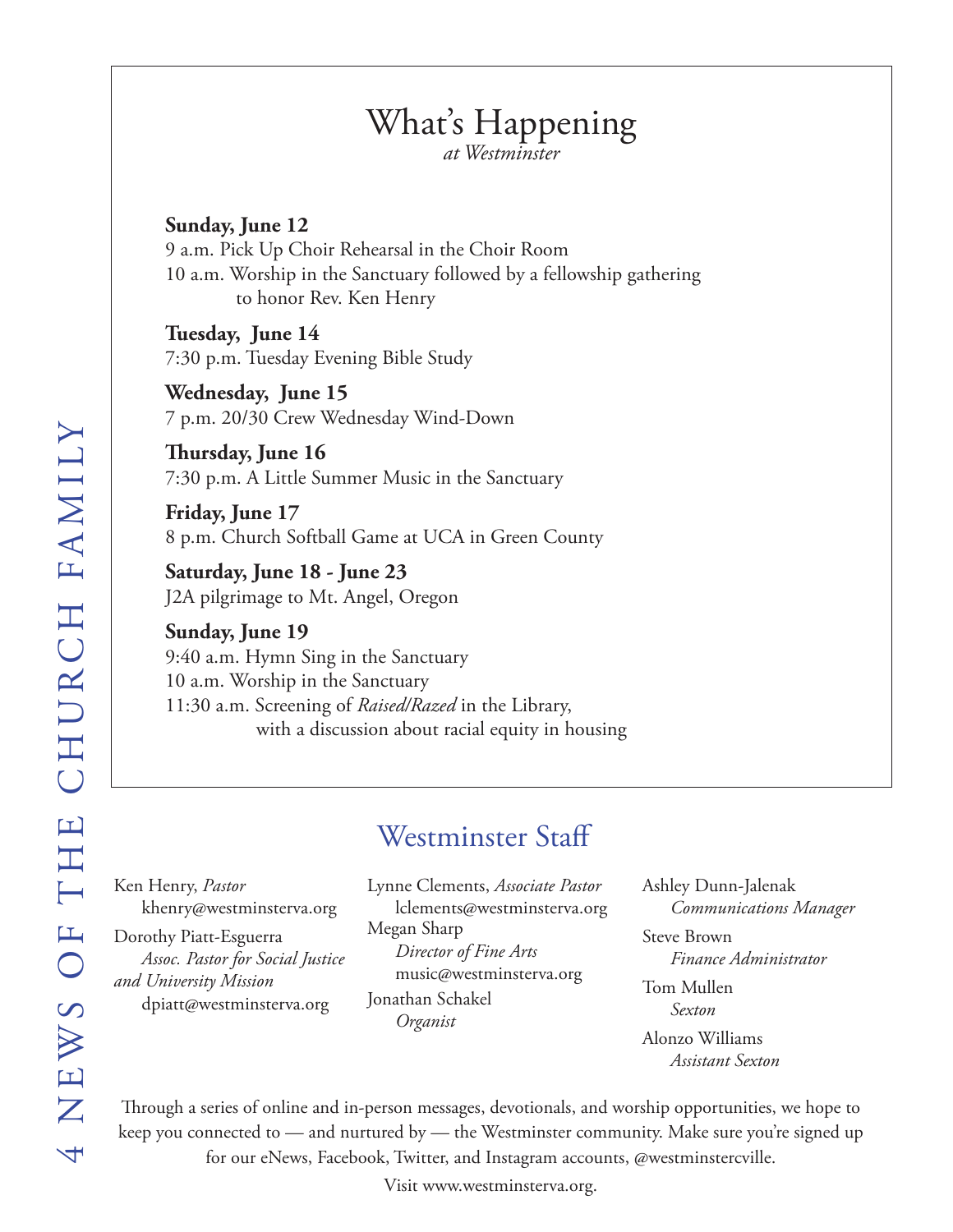# What's Happening

*at Westminster*

**Sunday, June 12**
9 a.m. Pick Up Choir Rehearsal in the Choir Room
10 a.m. Worship in the Sanctuary followed by a fellowship gathering to honor Rev. Ken Henry

**Tuesday, June 14**
7:30 p.m. Tuesday Evening Bible Study

**Wednesday, June 15**
7 p.m. 20/30 Crew Wednesday Wind-Down

**Thursday, June 16**
7:30 p.m. A Little Summer Music in the Sanctuary

**Friday, June 17**
8 p.m. Church Softball Game at UCA in Green County

**Saturday, June 18 - June 23**
J2A pilgrimage to Mt. Angel, Oregon

**Sunday, June 19**
9:40 a.m. Hymn Sing in the Sanctuary
10 a.m. Worship in the Sanctuary
11:30 a.m. Screening of *Raised/Razed* in the Library, with a discussion about racial equity in housing

## Westminster Staff

Ken Henry, *Pastor*
khenry@westminsterva.org

Dorothy Piatt-Esguerra
*Assoc. Pastor for Social Justice and University Mission*
dpiatt@westminsterva.org

Lynne Clements, *Associate Pastor*
lclements@westminsterva.org

Megan Sharp
*Director of Fine Arts*
music@westminsterva.org

Jonathan Schakel
*Organist*

Ashley Dunn-Jalenak
*Communications Manager*

Steve Brown
*Finance Administrator*

Tom Mullen
*Sexton*

Alonzo Williams
*Assistant Sexton*

Through a series of online and in-person messages, devotionals, and worship opportunities, we hope to keep you connected to — and nurtured by — the Westminster community. Make sure you're signed up for our eNews, Facebook, Twitter, and Instagram accounts, @westminstercville.

Visit www.westminsterva.org.